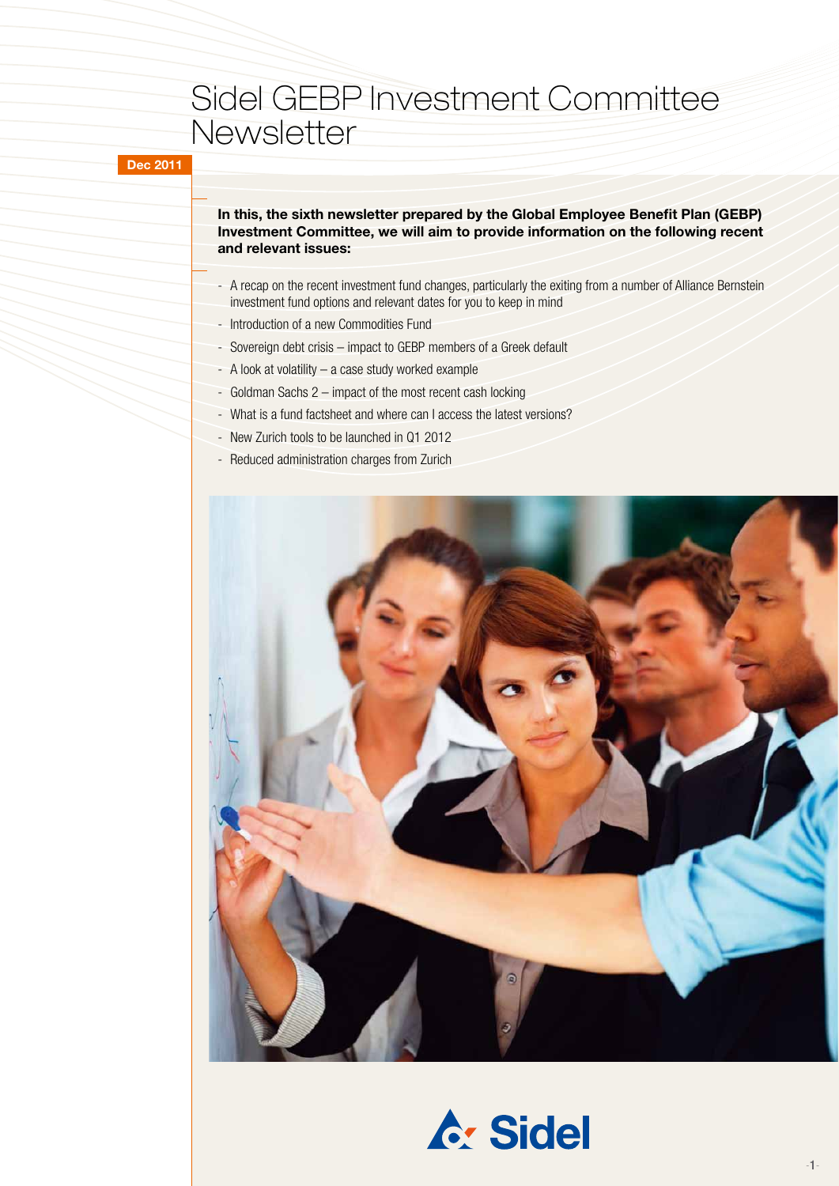# Sidel GEBP Investment Committee Newsletter

Dec 2011

**In this, the sixth newsletter prepared by the Global Employee Benefit Plan (GEBP) Investment Committee, we will aim to provide information on the following recent and relevant issues:**

- A recap on the recent investment fund changes, particularly the exiting from a number of Alliance Bernstein investment fund options and relevant dates for you to keep in mind
- Introduction of a new Commodities Fund
- Sovereign debt crisis – impact to GEBP members of a Greek default
- A look at volatility – a case study worked example
- Goldman Sachs 2 – impact of the most recent cash locking
- What is a fund factsheet and where can I access the latest versions?
- New Zurich tools to be launched in Q1 2012
- Reduced administration charges from Zurich

Sidel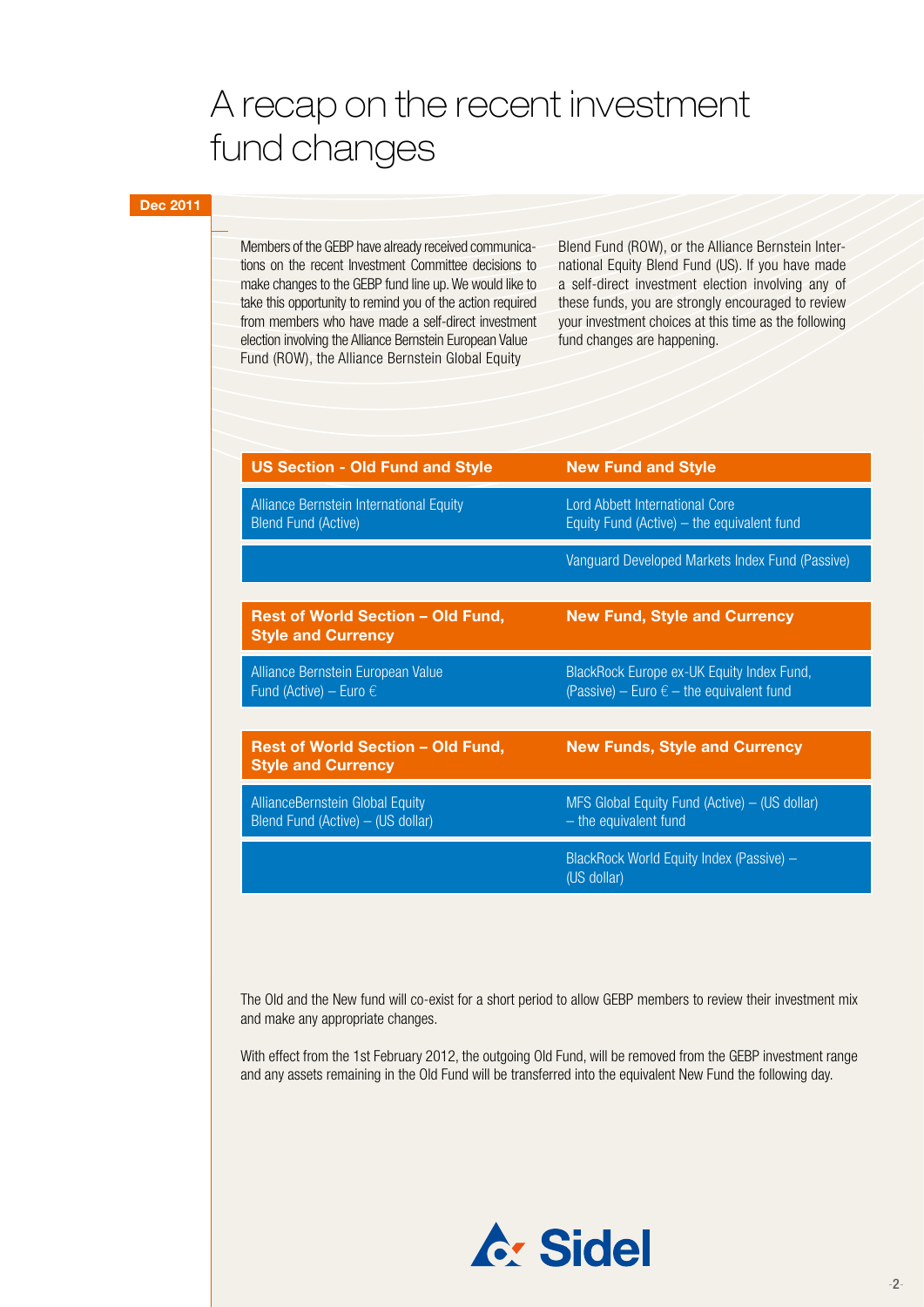# A recap on the recent investment fund changes

**Dec 2011**

Members of the GEBP have already received communications on the recent Investment Committee decisions to make changes to the GEBP fund line up. We would like to take this opportunity to remind you of the action required from members who have made a self-direct investment election involving the Alliance Bernstein European Value Fund (ROW), the Alliance Bernstein Global Equity Blend Fund (ROW), or the Alliance Bernstein International Equity Blend Fund (US). If you have made a self-direct investment election involving any of these funds, you are strongly encouraged to review your investment choices at this time as the following fund changes are happening.

| US Section - Old Fund and Style | New Fund and Style |
|---|---|
| Alliance Bernstein International Equity Blend Fund (Active) | Lord Abbett International Core Equity Fund (Active) – the equivalent fund |
| | Vanguard Developed Markets Index Fund (Passive) |

| Rest of World Section – Old Fund, Style and Currency | New Fund, Style and Currency |
|---|---|
| Alliance Bernstein European Value Fund (Active) – Euro € | BlackRock Europe ex-UK Equity Index Fund, (Passive) – Euro € – the equivalent fund |

| Rest of World Section – Old Fund, Style and Currency | New Funds, Style and Currency |
|---|---|
| AllianceBernstein Global Equity Blend Fund (Active) – (US dollar) | MFS Global Equity Fund (Active) – (US dollar) – the equivalent fund |
| | BlackRock World Equity Index (Passive) – (US dollar) |

The Old and the New fund will co-exist for a short period to allow GEBP members to review their investment mix and make any appropriate changes.

With effect from the 1st February 2012, the outgoing Old Fund, will be removed from the GEBP investment range and any assets remaining in the Old Fund will be transferred into the equivalent New Fund the following day.

Sidel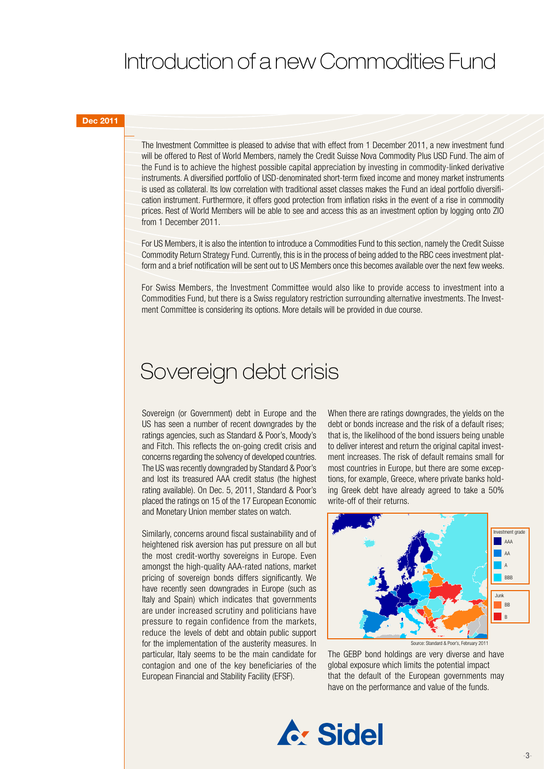# Introduction of a new Commodities Fund

**Dec 2011**

The Investment Committee is pleased to advise that with effect from 1 December 2011, a new investment fund will be offered to Rest of World Members, namely the Credit Suisse Nova Commodity Plus USD Fund. The aim of the Fund is to achieve the highest possible capital appreciation by investing in commodity-linked derivative instruments. A diversified portfolio of USD-denominated short-term fixed income and money market instruments is used as collateral. Its low correlation with traditional asset classes makes the Fund an ideal portfolio diversification instrument. Furthermore, it offers good protection from inflation risks in the event of a rise in commodity prices. Rest of World Members will be able to see and access this as an investment option by logging onto ZIO from 1 December 2011.

For US Members, it is also the intention to introduce a Commodities Fund to this section, namely the Credit Suisse Commodity Return Strategy Fund. Currently, this is in the process of being added to the RBC cees investment platform and a brief notification will be sent out to US Members once this becomes available over the next few weeks.

For Swiss Members, the Investment Committee would also like to provide access to investment into a Commodities Fund, but there is a Swiss regulatory restriction surrounding alternative investments. The Investment Committee is considering its options. More details will be provided in due course.

# Sovereign debt crisis

Sovereign (or Government) debt in Europe and the US has seen a number of recent downgrades by the ratings agencies, such as Standard & Poor's, Moody's and Fitch. This reflects the on-going credit crisis and concerns regarding the solvency of developed countries. The US was recently downgraded by Standard & Poor's and lost its treasured AAA credit status (the highest rating available). On Dec. 5, 2011, Standard & Poor's placed the ratings on 15 of the 17 European Economic and Monetary Union member states on watch.

Similarly, concerns around fiscal sustainability and of heightened risk aversion has put pressure on all but the most credit-worthy sovereigns in Europe. Even amongst the high-quality AAA-rated nations, market pricing of sovereign bonds differs significantly. We have recently seen downgrades in Europe (such as Italy and Spain) which indicates that governments are under increased scrutiny and politicians have pressure to regain confidence from the markets, reduce the levels of debt and obtain public support for the implementation of the austerity measures. In particular, Italy seems to be the main candidate for contagion and one of the key beneficiaries of the European Financial and Stability Facility (EFSF).

When there are ratings downgrades, the yields on the debt or bonds increase and the risk of a default rises; that is, the likelihood of the bond issuers being unable to deliver interest and return the original capital investment increases. The risk of default remains small for most countries in Europe, but there are some exceptions, for example, Greece, where private banks holding Greek debt have already agreed to take a 50% write-off of their returns.

Investment grade: AAA, AA, A, BBB

Junk: BB, B

Source: Standard & Poor's, February 2011

The GEBP bond holdings are very diverse and have global exposure which limits the potential impact that the default of the European governments may have on the performance and value of the funds.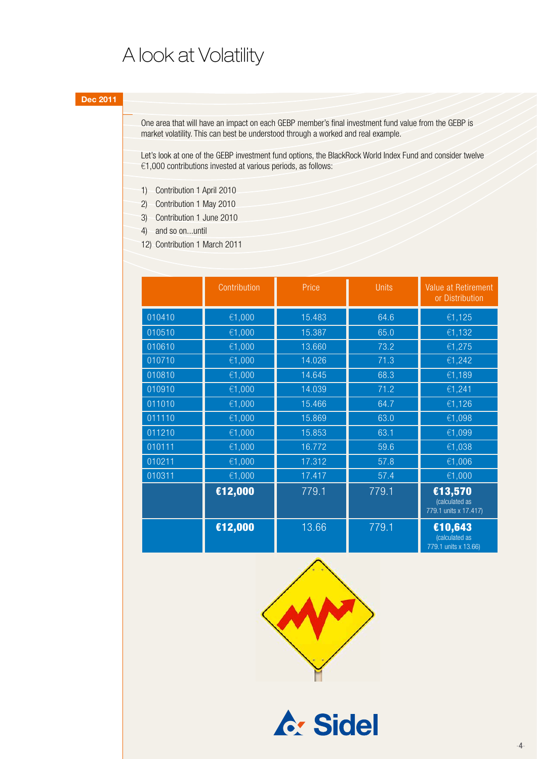# A look at Volatility

**Dec 2011**

One area that will have an impact on each GEBP member's final investment fund value from the GEBP is market volatility. This can best be understood through a worked and real example.

Let's look at one of the GEBP investment fund options, the BlackRock World Index Fund and consider twelve €1,000 contributions invested at various periods, as follows:

1) Contribution 1 April 2010
2) Contribution 1 May 2010
3) Contribution 1 June 2010
4) and so on...until
12) Contribution 1 March 2011

| | Contribution | Price | Units | Value at Retirement or Distribution |
|---|---|---|---|---|
| 010410 | €1,000 | 15.483 | 64.6 | €1,125 |
| 010510 | €1,000 | 15.387 | 65.0 | €1,132 |
| 010610 | €1,000 | 13.660 | 73.2 | €1,275 |
| 010710 | €1,000 | 14.026 | 71.3 | €1,242 |
| 010810 | €1,000 | 14.645 | 68.3 | €1,189 |
| 010910 | €1,000 | 14.039 | 71.2 | €1,241 |
| 011010 | €1,000 | 15.466 | 64.7 | €1,126 |
| 011110 | €1,000 | 15.869 | 63.0 | €1,098 |
| 011210 | €1,000 | 15.853 | 63.1 | €1,099 |
| 010111 | €1,000 | 16.772 | 59.6 | €1,038 |
| 010211 | €1,000 | 17.312 | 57.8 | €1,006 |
| 010311 | €1,000 | 17.417 | 57.4 | €1,000 |
| | **€12,000** | 779.1 | 779.1 | **€13,570** (calculated as 779.1 units x 17.417) |
| | **€12,000** | 13.66 | 779.1 | **€10,643** (calculated as 779.1 units x 13.66) |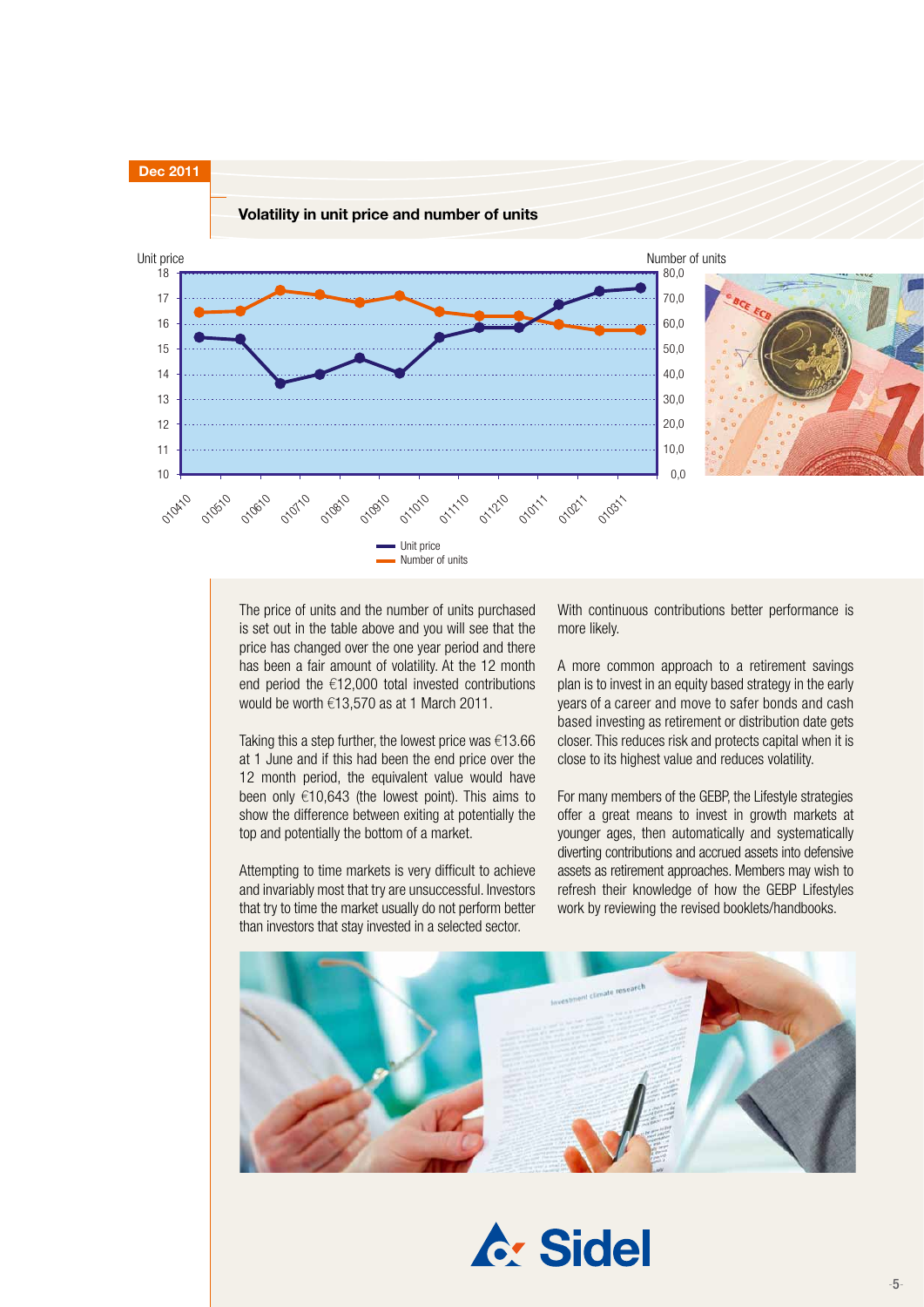Dec 2011

## Volatility in unit price and number of units

Unit price

Number of units

- Unit price
- Number of units

| | 010410 | 010510 | 010610 | 010710 | 010810 | 010910 | 011010 | 011110 | 011210 | 010111 | 010211 | 010311 |
|---|---|---|---|---|---|---|---|---|---|---|---|---|

The price of units and the number of units purchased is set out in the table above and you will see that the price has changed over the one year period and there has been a fair amount of volatility. At the 12 month end period the €12,000 total invested contributions would be worth €13,570 as at 1 March 2011.

Taking this a step further, the lowest price was €13.66 at 1 June and if this had been the end price over the 12 month period, the equivalent value would have been only €10,643 (the lowest point). This aims to show the difference between exiting at potentially the top and potentially the bottom of a market.

Attempting to time markets is very difficult to achieve and invariably most that try are unsuccessful. Investors that try to time the market usually do not perform better than investors that stay invested in a selected sector.

With continuous contributions better performance is more likely.

A more common approach to a retirement savings plan is to invest in an equity based strategy in the early years of a career and move to safer bonds and cash based investing as retirement or distribution date gets closer. This reduces risk and protects capital when it is close to its highest value and reduces volatility.

For many members of the GEBP, the Lifestyle strategies offer a great means to invest in growth markets at younger ages, then automatically and systematically diverting contributions and accrued assets into defensive assets as retirement approaches. Members may wish to refresh their knowledge of how the GEBP Lifestyles work by reviewing the revised booklets/handbooks.

Sidel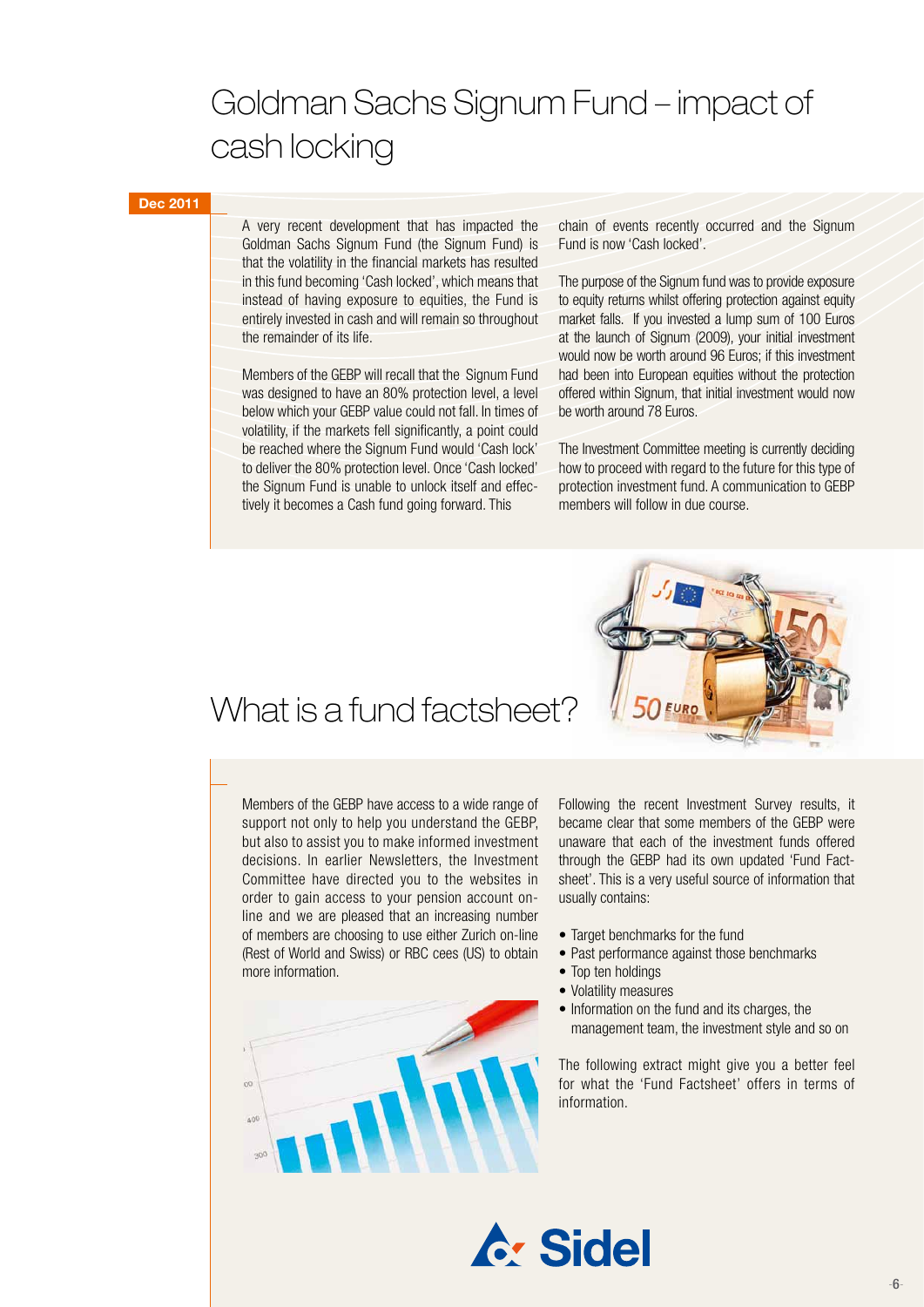# Goldman Sachs Signum Fund – impact of cash locking

**Dec 2011**

A very recent development that has impacted the Goldman Sachs Signum Fund (the Signum Fund) is that the volatility in the financial markets has resulted in this fund becoming 'Cash locked', which means that instead of having exposure to equities, the Fund is entirely invested in cash and will remain so throughout the remainder of its life.

Members of the GEBP will recall that the Signum Fund was designed to have an 80% protection level, a level below which your GEBP value could not fall. In times of volatility, if the markets fell significantly, a point could be reached where the Signum Fund would 'Cash lock' to deliver the 80% protection level. Once 'Cash locked' the Signum Fund is unable to unlock itself and effectively it becomes a Cash fund going forward. This chain of events recently occurred and the Signum Fund is now 'Cash locked'.

The purpose of the Signum fund was to provide exposure to equity returns whilst offering protection against equity market falls. If you invested a lump sum of 100 Euros at the launch of Signum (2009), your initial investment would now be worth around 96 Euros; if this investment had been into European equities without the protection offered within Signum, that initial investment would now be worth around 78 Euros.

The Investment Committee meeting is currently deciding how to proceed with regard to the future for this type of protection investment fund. A communication to GEBP members will follow in due course.

# What is a fund factsheet?

Members of the GEBP have access to a wide range of support not only to help you understand the GEBP, but also to assist you to make informed investment decisions. In earlier Newsletters, the Investment Committee have directed you to the websites in order to gain access to your pension account on-line and we are pleased that an increasing number of members are choosing to use either Zurich on-line (Rest of World and Swiss) or RBC cees (US) to obtain more information.

Following the recent Investment Survey results, it became clear that some members of the GEBP were unaware that each of the investment funds offered through the GEBP had its own updated 'Fund Factsheet'. This is a very useful source of information that usually contains:

- Target benchmarks for the fund
- Past performance against those benchmarks
- Top ten holdings
- Volatility measures
- Information on the fund and its charges, the management team, the investment style and so on

The following extract might give you a better feel for what the 'Fund Factsheet' offers in terms of information.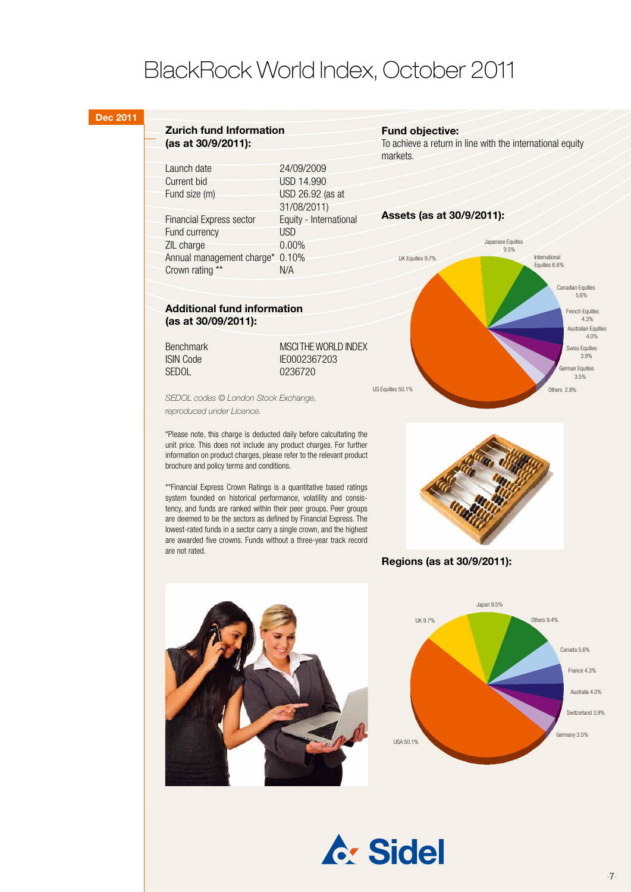# BlackRock World Index, October 2011

Dec 2011

### Zurich fund Information (as at 30/9/2011):

| | |
|---|---|
| Launch date | 24/09/2009 |
| Current bid | USD 14.990 |
| Fund size (m) | USD 26.92 (as at 31/08/2011) |
| Financial Express sector | Equity - International |
| Fund currency | USD |
| ZIL charge | 0.00% |
| Annual management charge* | 0.10% |
| Crown rating ** | N/A |

### Additional fund information (as at 30/09/2011):

| | |
|---|---|
| Benchmark | MSCI THE WORLD INDEX |
| ISIN Code | IE0002367203 |
| SEDOL | 0236720 |

*SEDOL codes © London Stock Exchange, reproduced under Licence.*

*Please note, this charge is deducted daily before calcultating the unit price. This does not include any product charges. For further information on product charges, please refer to the relevant product brochure and policy terms and conditions.

**Financial Express Crown Ratings is a quantitative based ratings system founded on historical performance, volatility and consistency, and funds are ranked within their peer groups. Peer groups are deemed to be the sectors as defined by Financial Express. The lowest-rated funds in a sector carry a single crown, and the highest are awarded five crowns. Funds without a three-year track record are not rated.

### Fund objective:

To achieve a return in line with the international equity markets.

### Assets (as at 30/9/2011):

US Equities 50.1%
UK Equities 9.7%
Japanese Equities 9.5%
International Equities 6.6%
Canadian Equities 5.6%
French Equities 4.3%
Australian Equities 4.0%
Swiss Equities 3.9%
German Equities 3.5%
Others 2.8%

### Regions (as at 30/9/2011):

USA 50.1%
UK 9.7%
Japan 9.5%
Others 9.4%
Canada 5.6%
France 4.3%
Australia 4.0%
Switzerland 3.9%
Germany 3.5%

Sidel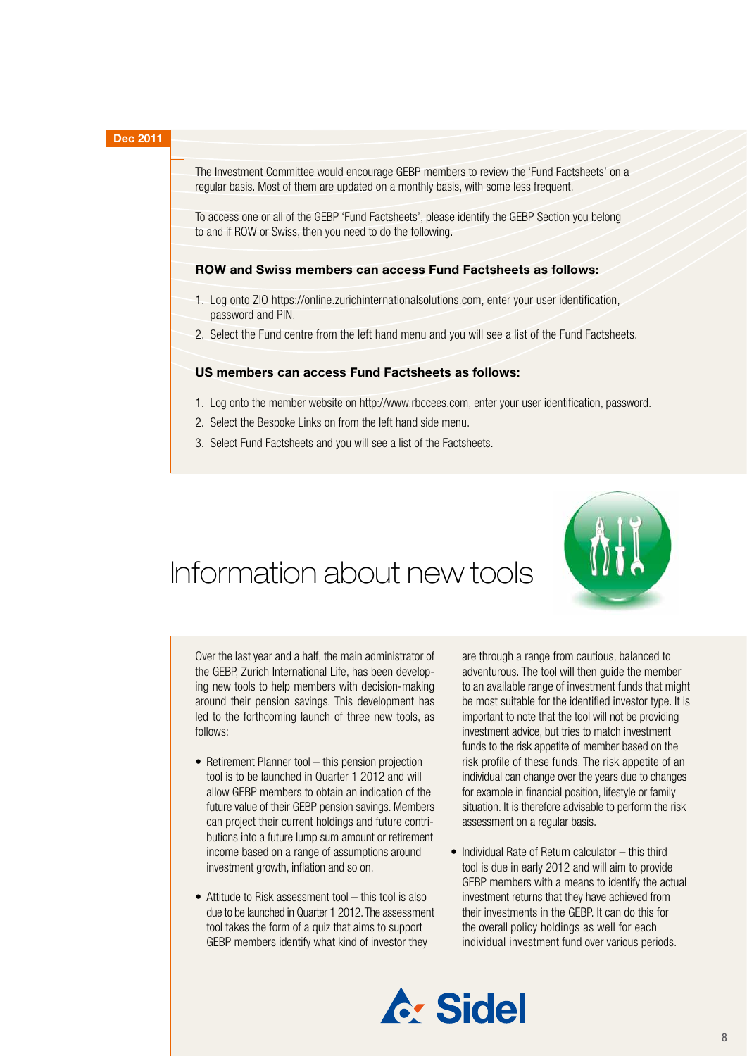Dec 2011

The Investment Committee would encourage GEBP members to review the 'Fund Factsheets' on a regular basis. Most of them are updated on a monthly basis, with some less frequent.

To access one or all of the GEBP 'Fund Factsheets', please identify the GEBP Section you belong to and if ROW or Swiss, then you need to do the following.

**ROW and Swiss members can access Fund Factsheets as follows:**

1. Log onto ZIO https://online.zurichinternationalsolutions.com, enter your user identification, password and PIN.
2. Select the Fund centre from the left hand menu and you will see a list of the Fund Factsheets.

**US members can access Fund Factsheets as follows:**

1. Log onto the member website on http://www.rbccees.com, enter your user identification, password.
2. Select the Bespoke Links on from the left hand side menu.
3. Select Fund Factsheets and you will see a list of the Factsheets.

# Information about new tools

Over the last year and a half, the main administrator of the GEBP, Zurich International Life, has been developing new tools to help members with decision-making around their pension savings. This development has led to the forthcoming launch of three new tools, as follows:

- Retirement Planner tool – this pension projection tool is to be launched in Quarter 1 2012 and will allow GEBP members to obtain an indication of the future value of their GEBP pension savings. Members can project their current holdings and future contributions into a future lump sum amount or retirement income based on a range of assumptions around investment growth, inflation and so on.

- Attitude to Risk assessment tool – this tool is also due to be launched in Quarter 1 2012. The assessment tool takes the form of a quiz that aims to support GEBP members identify what kind of investor they are through a range from cautious, balanced to adventurous. The tool will then guide the member to an available range of investment funds that might be most suitable for the identified investor type. It is important to note that the tool will not be providing investment advice, but tries to match investment funds to the risk appetite of member based on the risk profile of these funds. The risk appetite of an individual can change over the years due to changes for example in financial position, lifestyle or family situation. It is therefore advisable to perform the risk assessment on a regular basis.

- Individual Rate of Return calculator – this third tool is due in early 2012 and will aim to provide GEBP members with a means to identify the actual investment returns that they have achieved from their investments in the GEBP. It can do this for the overall policy holdings as well for each individual investment fund over various periods.

Sidel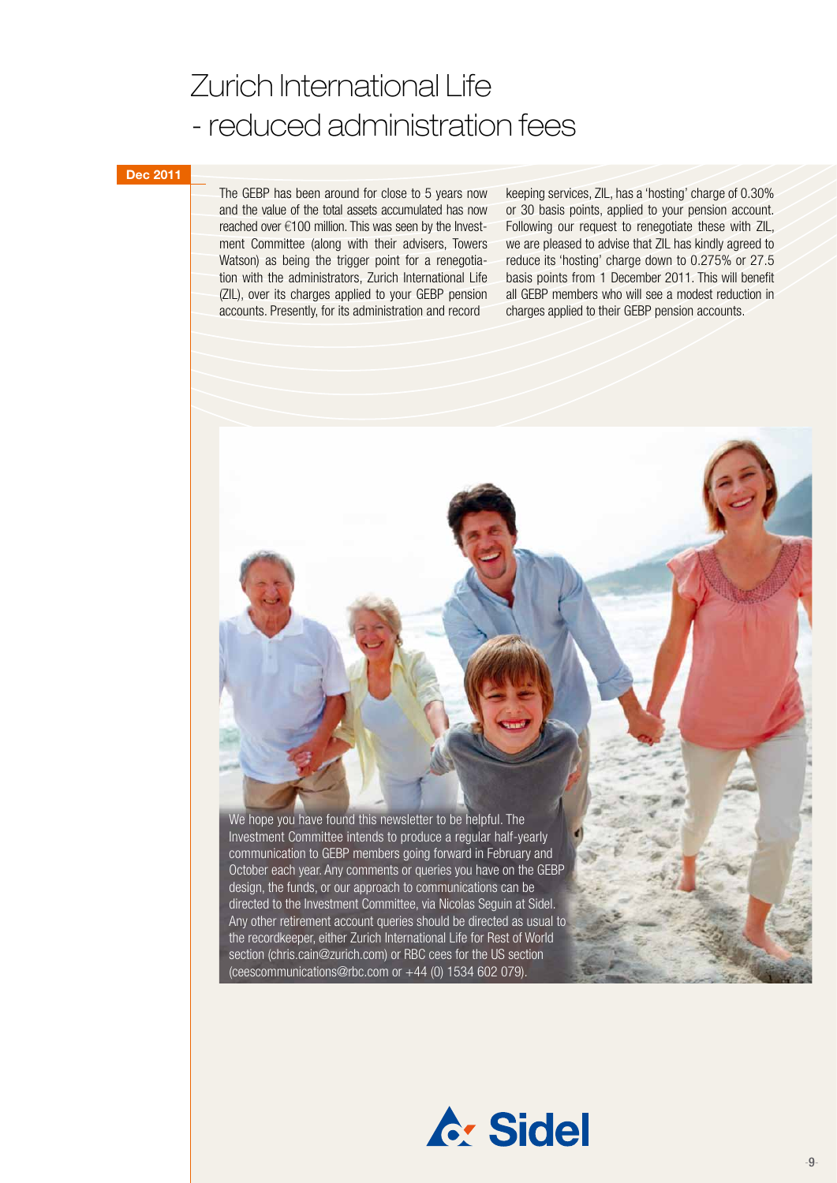# Zurich International Life - reduced administration fees

**Dec 2011**

The GEBP has been around for close to 5 years now and the value of the total assets accumulated has now reached over €100 million. This was seen by the Investment Committee (along with their advisers, Towers Watson) as being the trigger point for a renegotiation with the administrators, Zurich International Life (ZIL), over its charges applied to your GEBP pension accounts. Presently, for its administration and record keeping services, ZIL, has a 'hosting' charge of 0.30% or 30 basis points, applied to your pension account. Following our request to renegotiate these with ZIL, we are pleased to advise that ZIL has kindly agreed to reduce its 'hosting' charge down to 0.275% or 27.5 basis points from 1 December 2011. This will benefit all GEBP members who will see a modest reduction in charges applied to their GEBP pension accounts.

We hope you have found this newsletter to be helpful. The Investment Committee intends to produce a regular half-yearly communication to GEBP members going forward in February and October each year. Any comments or queries you have on the GEBP design, the funds, or our approach to communications can be directed to the Investment Committee, via Nicolas Seguin at Sidel. Any other retirement account queries should be directed as usual to the recordkeeper, either Zurich International Life for Rest of World section (chris.cain@zurich.com) or RBC cees for the US section (ceescommunications@rbc.com or +44 (0) 1534 602 079).

Sidel